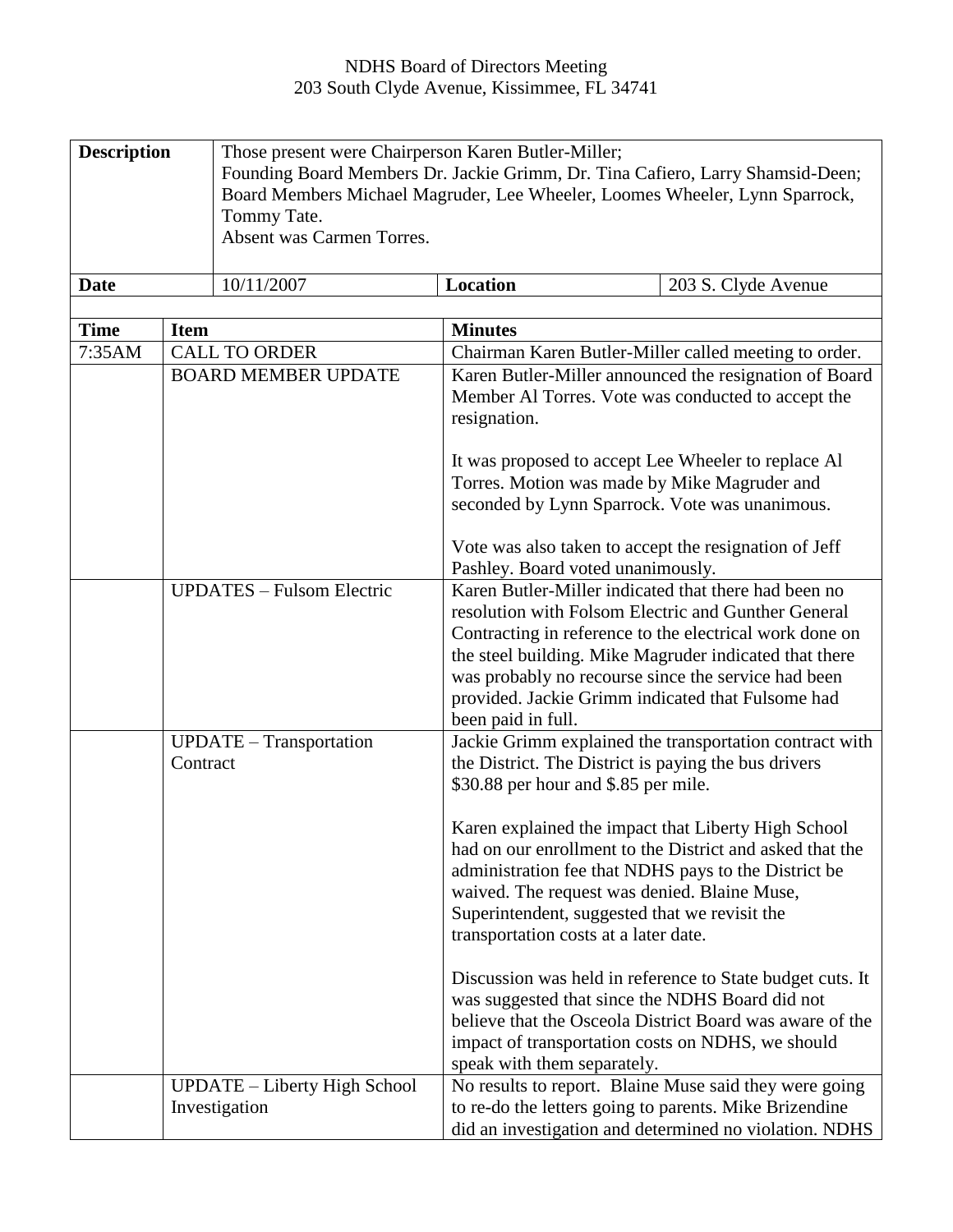NDHS Board of Directors Meeting
203 South Clyde Avenue, Kissimmee, FL 34741

| **Description** | Those present were Chairperson Karen Butler-Miller; Founding Board Members Dr. Jackie Grimm, Dr. Tina Cafiero, Larry Shamsid-Deen; Board Members Michael Magruder, Lee Wheeler, Loomes Wheeler, Lynn Sparrock, Tommy Tate. Absent was Carmen Torres. | | |
|---|---|---|---|
| **Date** | 10/11/2007 | **Location** | 203 S. Clyde Avenue |

| **Time** | **Item** | **Minutes** |
|---|---|---|
| 7:35AM | CALL TO ORDER | Chairman Karen Butler-Miller called meeting to order. |
| | BOARD MEMBER UPDATE | Karen Butler-Miller announced the resignation of Board Member Al Torres. Vote was conducted to accept the resignation.<br><br>It was proposed to accept Lee Wheeler to replace Al Torres. Motion was made by Mike Magruder and seconded by Lynn Sparrock. Vote was unanimous.<br><br>Vote was also taken to accept the resignation of Jeff Pashley. Board voted unanimously. |
| | UPDATES – Fulsom Electric | Karen Butler-Miller indicated that there had been no resolution with Folsom Electric and Gunther General Contracting in reference to the electrical work done on the steel building. Mike Magruder indicated that there was probably no recourse since the service had been provided. Jackie Grimm indicated that Fulsome had been paid in full. |
| | UPDATE – Transportation Contract | Jackie Grimm explained the transportation contract with the District. The District is paying the bus drivers $30.88 per hour and $.85 per mile.<br><br>Karen explained the impact that Liberty High School had on our enrollment to the District and asked that the administration fee that NDHS pays to the District be waived. The request was denied. Blaine Muse, Superintendent, suggested that we revisit the transportation costs at a later date.<br><br>Discussion was held in reference to State budget cuts. It was suggested that since the NDHS Board did not believe that the Osceola District Board was aware of the impact of transportation costs on NDHS, we should speak with them separately. |
| | UPDATE – Liberty High School Investigation | No results to report. Blaine Muse said they were going to re-do the letters going to parents. Mike Brizendine did an investigation and determined no violation. NDHS |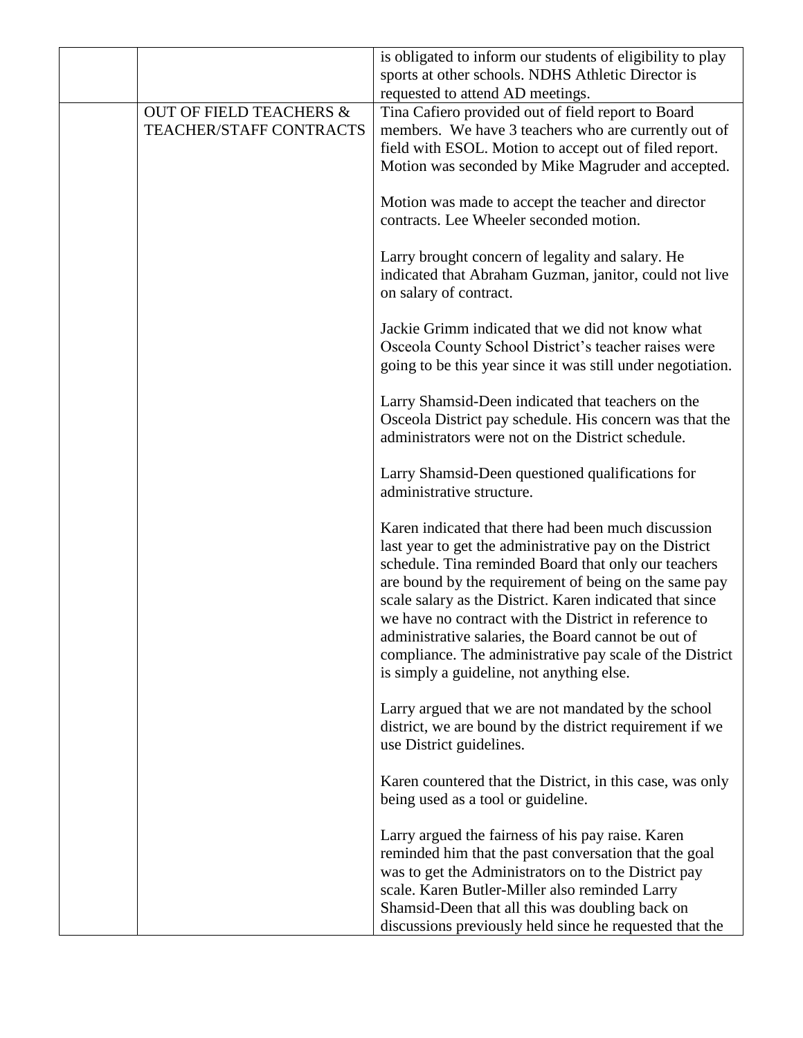| | | |
|---|---|---|
| | | is obligated to inform our students of eligibility to play sports at other schools. NDHS Athletic Director is requested to attend AD meetings. |
| | OUT OF FIELD TEACHERS & TEACHER/STAFF CONTRACTS | Tina Cafiero provided out of field report to Board members. We have 3 teachers who are currently out of field with ESOL. Motion to accept out of filed report. Motion was seconded by Mike Magruder and accepted.<br><br>Motion was made to accept the teacher and director contracts. Lee Wheeler seconded motion.<br><br>Larry brought concern of legality and salary. He indicated that Abraham Guzman, janitor, could not live on salary of contract.<br><br>Jackie Grimm indicated that we did not know what Osceola County School District's teacher raises were going to be this year since it was still under negotiation.<br><br>Larry Shamsid-Deen indicated that teachers on the Osceola District pay schedule. His concern was that the administrators were not on the District schedule.<br><br>Larry Shamsid-Deen questioned qualifications for administrative structure.<br><br>Karen indicated that there had been much discussion last year to get the administrative pay on the District schedule. Tina reminded Board that only our teachers are bound by the requirement of being on the same pay scale salary as the District. Karen indicated that since we have no contract with the District in reference to administrative salaries, the Board cannot be out of compliance. The administrative pay scale of the District is simply a guideline, not anything else.<br><br>Larry argued that we are not mandated by the school district, we are bound by the district requirement if we use District guidelines.<br><br>Karen countered that the District, in this case, was only being used as a tool or guideline.<br><br>Larry argued the fairness of his pay raise. Karen reminded him that the past conversation that the goal was to get the Administrators on to the District pay scale. Karen Butler-Miller also reminded Larry Shamsid-Deen that all this was doubling back on discussions previously held since he requested that the |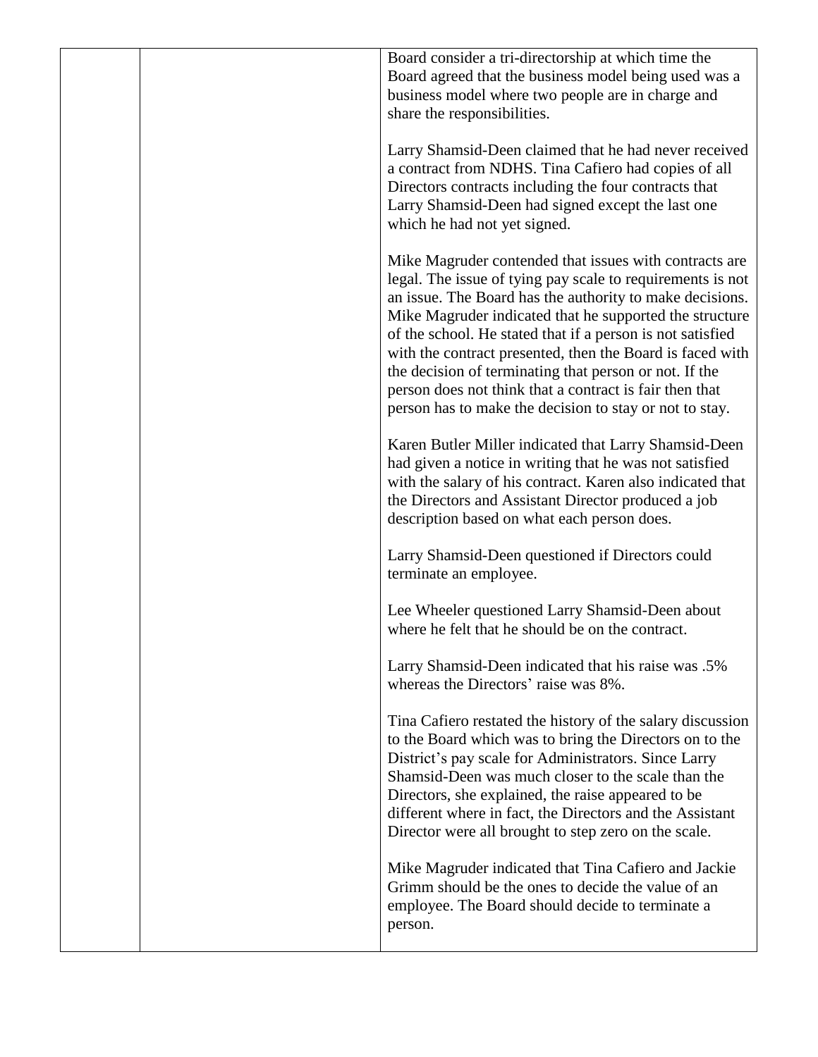| | | |
|---|---|---|
| | | Board consider a tri-directorship at which time the Board agreed that the business model being used was a business model where two people are in charge and share the responsibilities.<br><br>Larry Shamsid-Deen claimed that he had never received a contract from NDHS. Tina Cafiero had copies of all Directors contracts including the four contracts that Larry Shamsid-Deen had signed except the last one which he had not yet signed.<br><br>Mike Magruder contended that issues with contracts are legal. The issue of tying pay scale to requirements is not an issue. The Board has the authority to make decisions. Mike Magruder indicated that he supported the structure of the school. He stated that if a person is not satisfied with the contract presented, then the Board is faced with the decision of terminating that person or not. If the person does not think that a contract is fair then that person has to make the decision to stay or not to stay.<br><br>Karen Butler Miller indicated that Larry Shamsid-Deen had given a notice in writing that he was not satisfied with the salary of his contract. Karen also indicated that the Directors and Assistant Director produced a job description based on what each person does.<br><br>Larry Shamsid-Deen questioned if Directors could terminate an employee.<br><br>Lee Wheeler questioned Larry Shamsid-Deen about where he felt that he should be on the contract.<br><br>Larry Shamsid-Deen indicated that his raise was .5% whereas the Directors' raise was 8%.<br><br>Tina Cafiero restated the history of the salary discussion to the Board which was to bring the Directors on to the District's pay scale for Administrators. Since Larry Shamsid-Deen was much closer to the scale than the Directors, she explained, the raise appeared to be different where in fact, the Directors and the Assistant Director were all brought to step zero on the scale.<br><br>Mike Magruder indicated that Tina Cafiero and Jackie Grimm should be the ones to decide the value of an employee. The Board should decide to terminate a person. |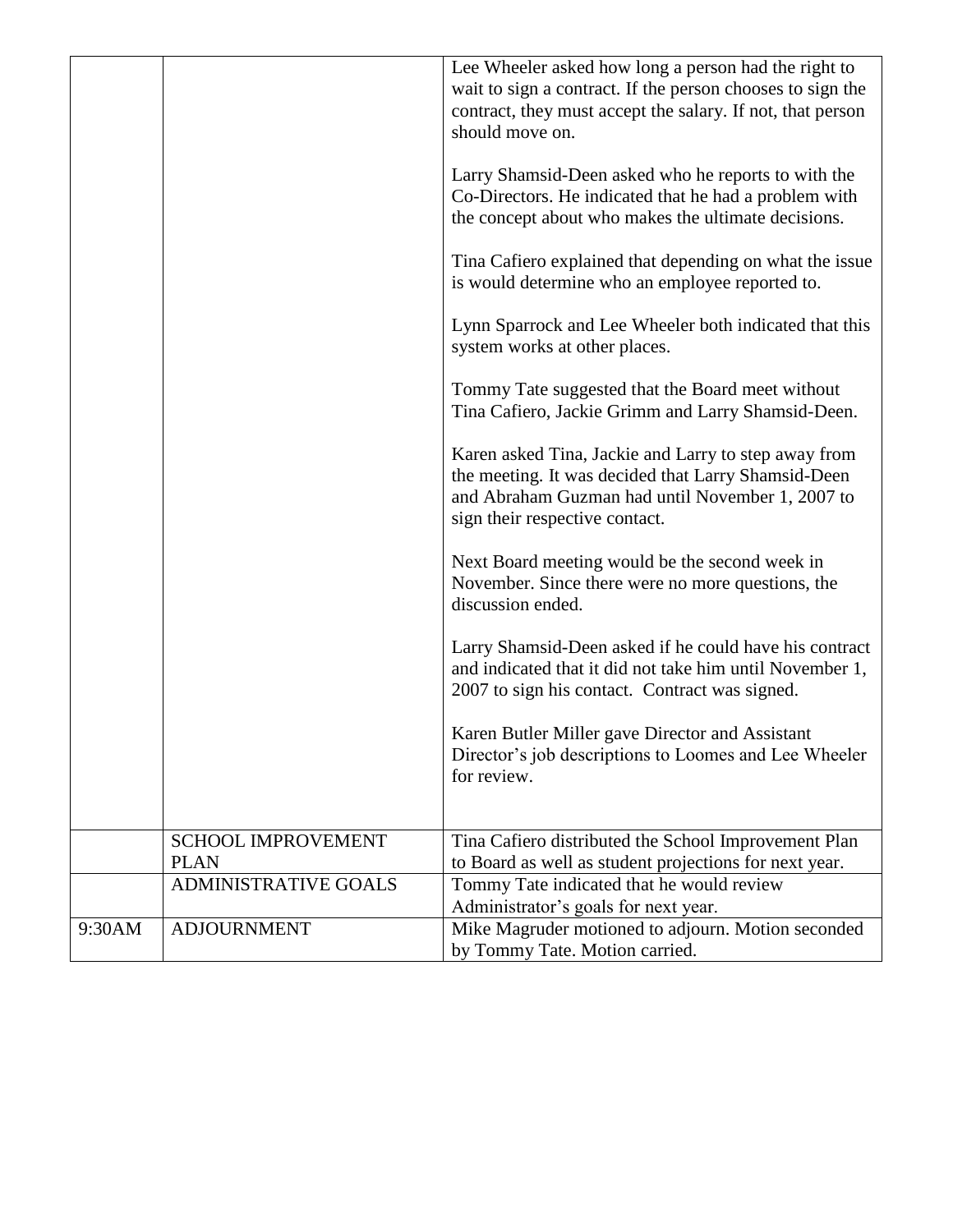| | | |
|---|---|---|
| | | Lee Wheeler asked how long a person had the right to wait to sign a contract. If the person chooses to sign the contract, they must accept the salary. If not, that person should move on.<br><br>Larry Shamsid-Deen asked who he reports to with the Co-Directors. He indicated that he had a problem with the concept about who makes the ultimate decisions.<br><br>Tina Cafiero explained that depending on what the issue is would determine who an employee reported to.<br><br>Lynn Sparrock and Lee Wheeler both indicated that this system works at other places.<br><br>Tommy Tate suggested that the Board meet without Tina Cafiero, Jackie Grimm and Larry Shamsid-Deen.<br><br>Karen asked Tina, Jackie and Larry to step away from the meeting. It was decided that Larry Shamsid-Deen and Abraham Guzman had until November 1, 2007 to sign their respective contact.<br><br>Next Board meeting would be the second week in November. Since there were no more questions, the discussion ended.<br><br>Larry Shamsid-Deen asked if he could have his contract and indicated that it did not take him until November 1, 2007 to sign his contact. Contract was signed.<br><br>Karen Butler Miller gave Director and Assistant Director's job descriptions to Loomes and Lee Wheeler for review. |
| | SCHOOL IMPROVEMENT PLAN | Tina Cafiero distributed the School Improvement Plan to Board as well as student projections for next year. |
| | ADMINISTRATIVE GOALS | Tommy Tate indicated that he would review Administrator's goals for next year. |
| 9:30AM | ADJOURNMENT | Mike Magruder motioned to adjourn. Motion seconded by Tommy Tate. Motion carried. |